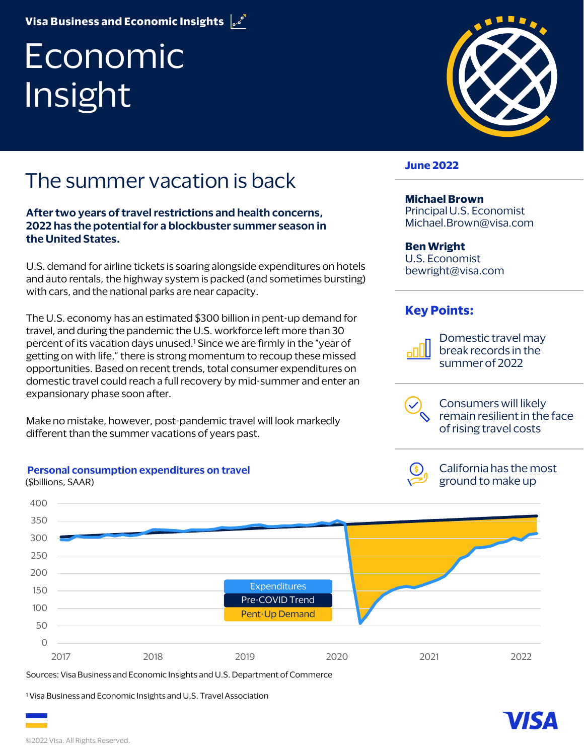Visa Business and Economic Insights

# Economic Insight

June 2022

**Michael Brown**
Principal U.S. Economist
Michael.Brown@visa.com

**Ben Wright**
U.S. Economist
bewright@visa.com

## The summer vacation is back

**After two years of travel restrictions and health concerns, 2022 has the potential for a blockbuster summer season in the United States.**

U.S. demand for airline tickets is soaring alongside expenditures on hotels and auto rentals, the highway system is packed (and sometimes bursting) with cars, and the national parks are near capacity.

The U.S. economy has an estimated $300 billion in pent-up demand for travel, and during the pandemic the U.S. workforce left more than 30 percent of its vacation days unused.[1] Since we are firmly in the "year of getting on with life," there is strong momentum to recoup these missed opportunities. Based on recent trends, total consumer expenditures on domestic travel could reach a full recovery by mid-summer and enter an expansionary phase soon after.

Make no mistake, however, post-pandemic travel will look markedly different than the summer vacations of years past.

### Key Points:

- Domestic travel may break records in the summer of 2022
- Consumers will likely remain resilient in the face of rising travel costs
- California has the most ground to make up

**Personal consumption expenditures on travel**
($billions, SAAR)

Legend: Expenditures; Pre-COVID Trend; Pent-Up Demand

Sources: Visa Business and Economic Insights and U.S. Department of Commerce

[1] Visa Business and Economic Insights and U.S. Travel Association

©2022 Visa. All Rights Reserved.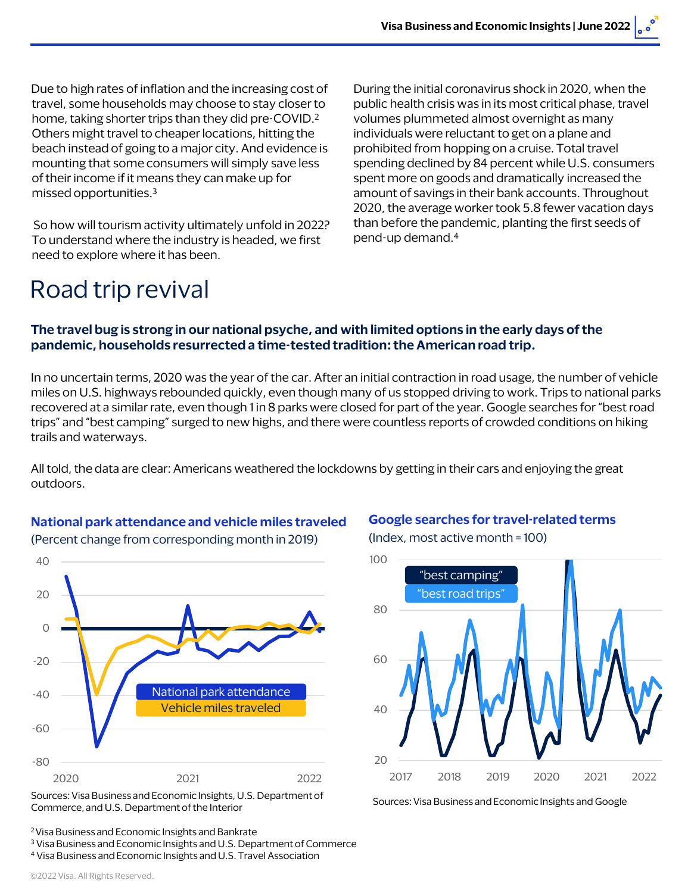Due to high rates of inflation and the increasing cost of travel, some households may choose to stay closer to home, taking shorter trips than they did pre-COVID.[2] Others might travel to cheaper locations, hitting the beach instead of going to a major city. And evidence is mounting that some consumers will simply save less of their income if it means they can make up for missed opportunities.[3]

So how will tourism activity ultimately unfold in 2022? To understand where the industry is headed, we first need to explore where it has been.

During the initial coronavirus shock in 2020, when the public health crisis was in its most critical phase, travel volumes plummeted almost overnight as many individuals were reluctant to get on a plane and prohibited from hopping on a cruise. Total travel spending declined by 84 percent while U.S. consumers spent more on goods and dramatically increased the amount of savings in their bank accounts. Throughout 2020, the average worker took 5.8 fewer vacation days than before the pandemic, planting the first seeds of pend-up demand.[4]

# Road trip revival

**The travel bug is strong in our national psyche, and with limited options in the early days of the pandemic, households resurrected a time-tested tradition: the American road trip.**

In no uncertain terms, 2020 was the year of the car. After an initial contraction in road usage, the number of vehicle miles on U.S. highways rebounded quickly, even though many of us stopped driving to work. Trips to national parks recovered at a similar rate, even though 1 in 8 parks were closed for part of the year. Google searches for "best road trips" and "best camping" surged to new highs, and there were countless reports of crowded conditions on hiking trails and waterways.

All told, the data are clear: Americans weathered the lockdowns by getting in their cars and enjoying the great outdoors.

**National park attendance and vehicle miles traveled**

(Percent change from corresponding month in 2019)

Sources: Visa Business and Economic Insights, U.S. Department of Commerce, and U.S. Department of the Interior

**Google searches for travel-related terms**

(Index, most active month = 100)

Sources: Visa Business and Economic Insights and Google

[2] Visa Business and Economic Insights and Bankrate
[3] Visa Business and Economic Insights and U.S. Department of Commerce
[4] Visa Business and Economic Insights and U.S. Travel Association

©2022 Visa. All Rights Reserved.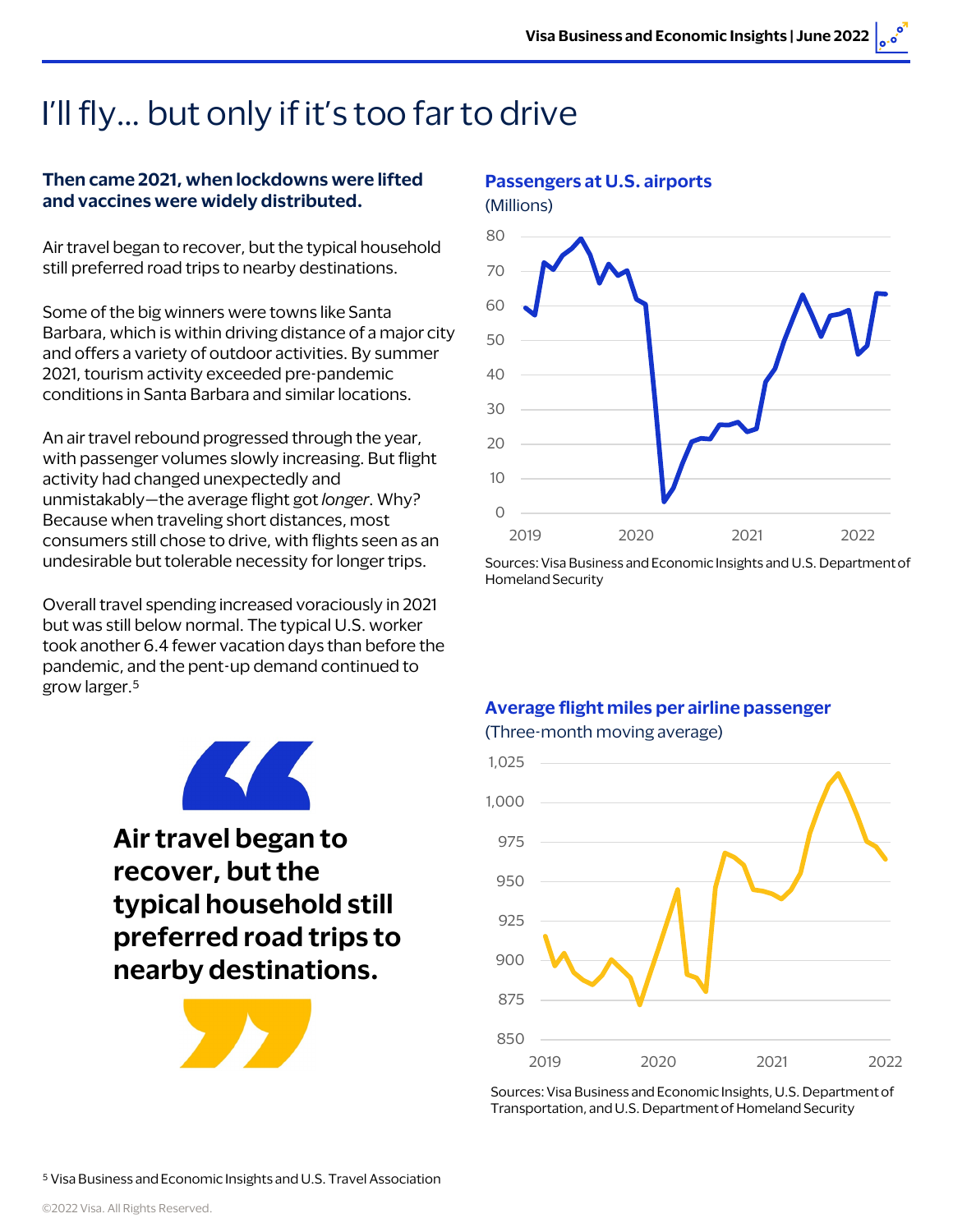# I'll fly... but only if it's too far to drive

**Then came 2021, when lockdowns were lifted and vaccines were widely distributed.**

Air travel began to recover, but the typical household still preferred road trips to nearby destinations.

Some of the big winners were towns like Santa Barbara, which is within driving distance of a major city and offers a variety of outdoor activities. By summer 2021, tourism activity exceeded pre-pandemic conditions in Santa Barbara and similar locations.

An air travel rebound progressed through the year, with passenger volumes slowly increasing. But flight activity had changed unexpectedly and unmistakably—the average flight got *longer*. Why? Because when traveling short distances, most consumers still chose to drive, with flights seen as an undesirable but tolerable necessity for longer trips.

Overall travel spending increased voraciously in 2021 but was still below normal. The typical U.S. worker took another 6.4 fewer vacation days than before the pandemic, and the pent-up demand continued to grow larger.[5]

> **Air travel began to recover, but the typical household still preferred road trips to nearby destinations.**

**Passengers at U.S. airports**
(Millions)

Sources: Visa Business and Economic Insights and U.S. Department of Homeland Security

**Average flight miles per airline passenger**
(Three-month moving average)

Sources: Visa Business and Economic Insights, U.S. Department of Transportation, and U.S. Department of Homeland Security

[5] Visa Business and Economic Insights and U.S. Travel Association

©2022 Visa. All Rights Reserved.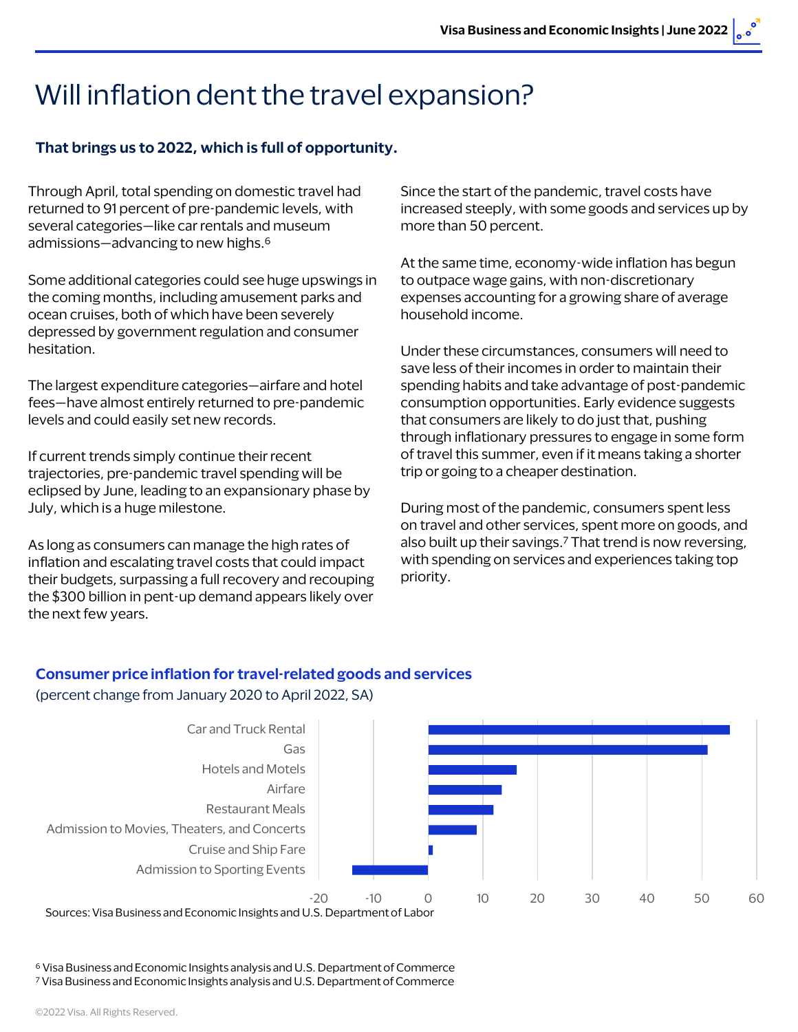# Will inflation dent the travel expansion?

### That brings us to 2022, which is full of opportunity.

Through April, total spending on domestic travel had returned to 91 percent of pre-pandemic levels, with several categories—like car rentals and museum admissions—advancing to new highs.[6]

Some additional categories could see huge upswings in the coming months, including amusement parks and ocean cruises, both of which have been severely depressed by government regulation and consumer hesitation.

The largest expenditure categories—airfare and hotel fees—have almost entirely returned to pre-pandemic levels and could easily set new records.

If current trends simply continue their recent trajectories, pre-pandemic travel spending will be eclipsed by June, leading to an expansionary phase by July, which is a huge milestone.

As long as consumers can manage the high rates of inflation and escalating travel costs that could impact their budgets, surpassing a full recovery and recouping the $300 billion in pent-up demand appears likely over the next few years.

Since the start of the pandemic, travel costs have increased steeply, with some goods and services up by more than 50 percent.

At the same time, economy-wide inflation has begun to outpace wage gains, with non-discretionary expenses accounting for a growing share of average household income.

Under these circumstances, consumers will need to save less of their incomes in order to maintain their spending habits and take advantage of post-pandemic consumption opportunities. Early evidence suggests that consumers are likely to do just that, pushing through inflationary pressures to engage in some form of travel this summer, even if it means taking a shorter trip or going to a cheaper destination.

During most of the pandemic, consumers spent less on travel and other services, spent more on goods, and also built up their savings.[7] That trend is now reversing, with spending on services and experiences taking top priority.

### Consumer price inflation for travel-related goods and services

(percent change from January 2020 to April 2022, SA)

| Category | Approx. percent change |
|---|---|
| Car and Truck Rental | 55 |
| Gas | 51 |
| Hotels and Motels | 16 |
| Airfare | 13.5 |
| Restaurant Meals | 12 |
| Admission to Movies, Theaters, and Concerts | 9 |
| Cruise and Ship Fare | 1 |
| Admission to Sporting Events | -14 |

Sources: Visa Business and Economic Insights and U.S. Department of Labor

[6] Visa Business and Economic Insights analysis and U.S. Department of Commerce
[7] Visa Business and Economic Insights analysis and U.S. Department of Commerce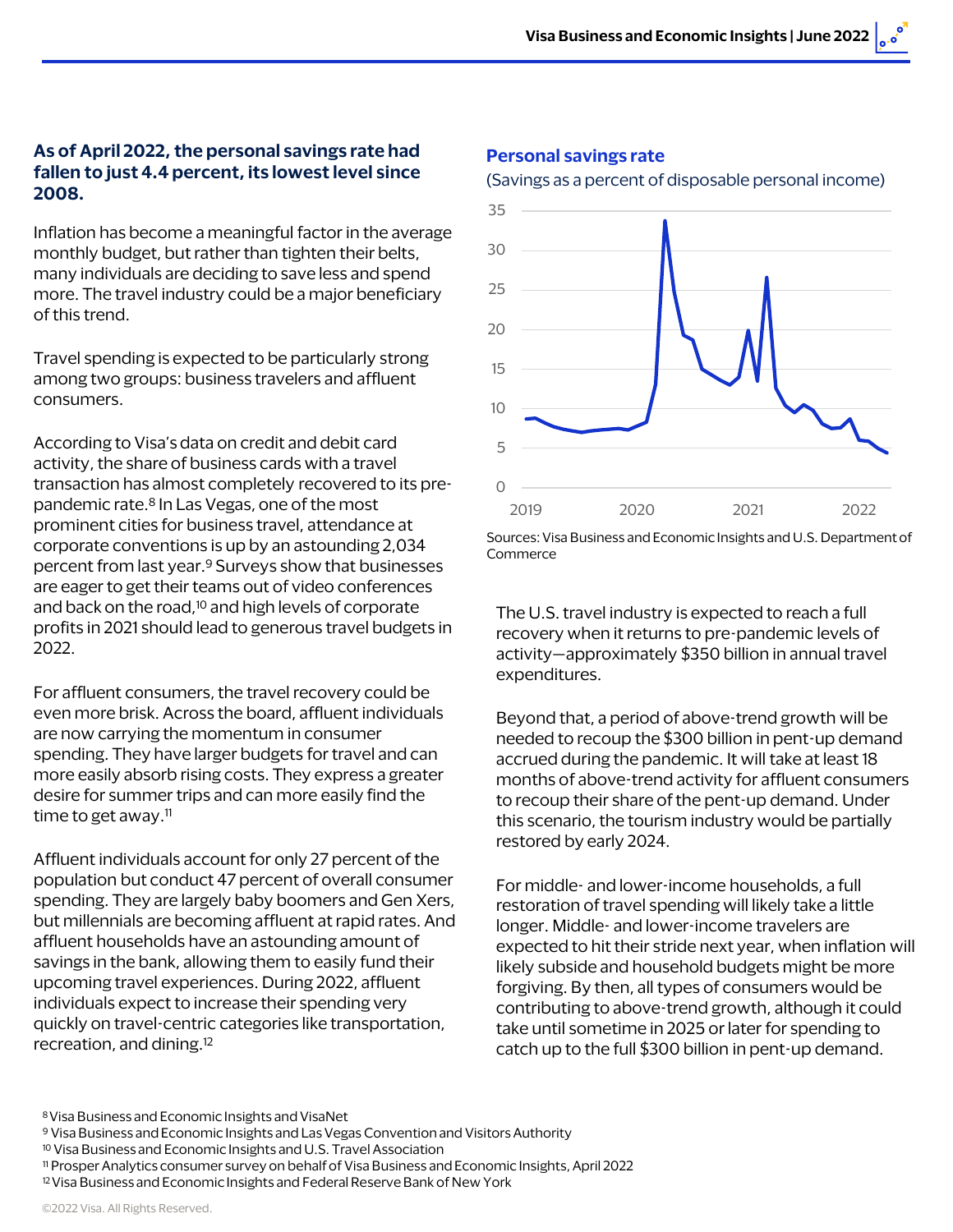**As of April 2022, the personal savings rate had fallen to just 4.4 percent, its lowest level since 2008.**

Inflation has become a meaningful factor in the average monthly budget, but rather than tighten their belts, many individuals are deciding to save less and spend more. The travel industry could be a major beneficiary of this trend.

Travel spending is expected to be particularly strong among two groups: business travelers and affluent consumers.

According to Visa's data on credit and debit card activity, the share of business cards with a travel transaction has almost completely recovered to its pre-pandemic rate.[8] In Las Vegas, one of the most prominent cities for business travel, attendance at corporate conventions is up by an astounding 2,034 percent from last year.[9] Surveys show that businesses are eager to get their teams out of video conferences and back on the road,[10] and high levels of corporate profits in 2021 should lead to generous travel budgets in 2022.

For affluent consumers, the travel recovery could be even more brisk. Across the board, affluent individuals are now carrying the momentum in consumer spending. They have larger budgets for travel and can more easily absorb rising costs. They express a greater desire for summer trips and can more easily find the time to get away.[11]

Affluent individuals account for only 27 percent of the population but conduct 47 percent of overall consumer spending. They are largely baby boomers and Gen Xers, but millennials are becoming affluent at rapid rates. And affluent households have an astounding amount of savings in the bank, allowing them to easily fund their upcoming travel experiences. During 2022, affluent individuals expect to increase their spending very quickly on travel-centric categories like transportation, recreation, and dining.[12]

**Personal savings rate**

(Savings as a percent of disposable personal income)

Sources: Visa Business and Economic Insights and U.S. Department of Commerce

The U.S. travel industry is expected to reach a full recovery when it returns to pre-pandemic levels of activity—approximately $350 billion in annual travel expenditures.

Beyond that, a period of above-trend growth will be needed to recoup the $300 billion in pent-up demand accrued during the pandemic. It will take at least 18 months of above-trend activity for affluent consumers to recoup their share of the pent-up demand. Under this scenario, the tourism industry would be partially restored by early 2024.

For middle- and lower-income households, a full restoration of travel spending will likely take a little longer. Middle- and lower-income travelers are expected to hit their stride next year, when inflation will likely subside and household budgets might be more forgiving. By then, all types of consumers would be contributing to above-trend growth, although it could take until sometime in 2025 or later for spending to catch up to the full $300 billion in pent-up demand.

[8] Visa Business and Economic Insights and VisaNet
[9] Visa Business and Economic Insights and Las Vegas Convention and Visitors Authority
[10] Visa Business and Economic Insights and U.S. Travel Association
[11] Prosper Analytics consumer survey on behalf of Visa Business and Economic Insights, April 2022
[12] Visa Business and Economic Insights and Federal Reserve Bank of New York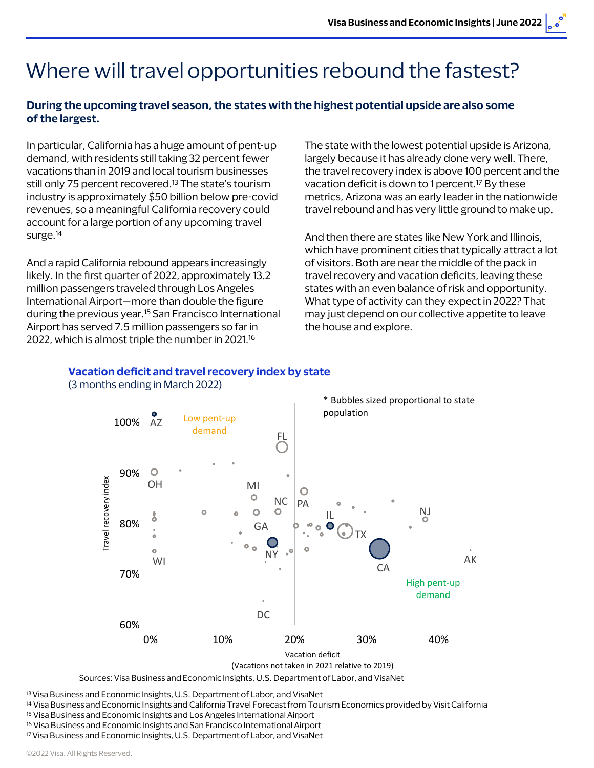# Where will travel opportunities rebound the fastest?

**During the upcoming travel season, the states with the highest potential upside are also some of the largest.**

In particular, California has a huge amount of pent-up demand, with residents still taking 32 percent fewer vacations than in 2019 and local tourism businesses still only 75 percent recovered.[13] The state's tourism industry is approximately $50 billion below pre-covid revenues, so a meaningful California recovery could account for a large portion of any upcoming travel surge.[14]

And a rapid California rebound appears increasingly likely. In the first quarter of 2022, approximately 13.2 million passengers traveled through Los Angeles International Airport—more than double the figure during the previous year.[15] San Francisco International Airport has served 7.5 million passengers so far in 2022, which is almost triple the number in 2021.[16]

The state with the lowest potential upside is Arizona, largely because it has already done very well. There, the travel recovery index is above 100 percent and the vacation deficit is down to 1 percent.[17] By these metrics, Arizona was an early leader in the nationwide travel rebound and has very little ground to make up.

And then there are states like New York and Illinois, which have prominent cities that typically attract a lot of visitors. Both are near the middle of the pack in travel recovery and vacation deficits, leaving these states with an even balance of risk and opportunity. What type of activity can they expect in 2022? That may just depend on our collective appetite to leave the house and explore.

**Vacation deficit and travel recovery index by state**
(3 months ending in March 2022)

\* Bubbles sized proportional to state population

Sources: Visa Business and Economic Insights, U.S. Department of Labor, and VisaNet

[13] Visa Business and Economic Insights, U.S. Department of Labor, and VisaNet
[14] Visa Business and Economic Insights and California Travel Forecast from Tourism Economics provided by Visit California
[15] Visa Business and Economic Insights and Los Angeles International Airport
[16] Visa Business and Economic Insights and San Francisco International Airport
[17] Visa Business and Economic Insights, U.S. Department of Labor, and VisaNet

©2022 Visa. All Rights Reserved.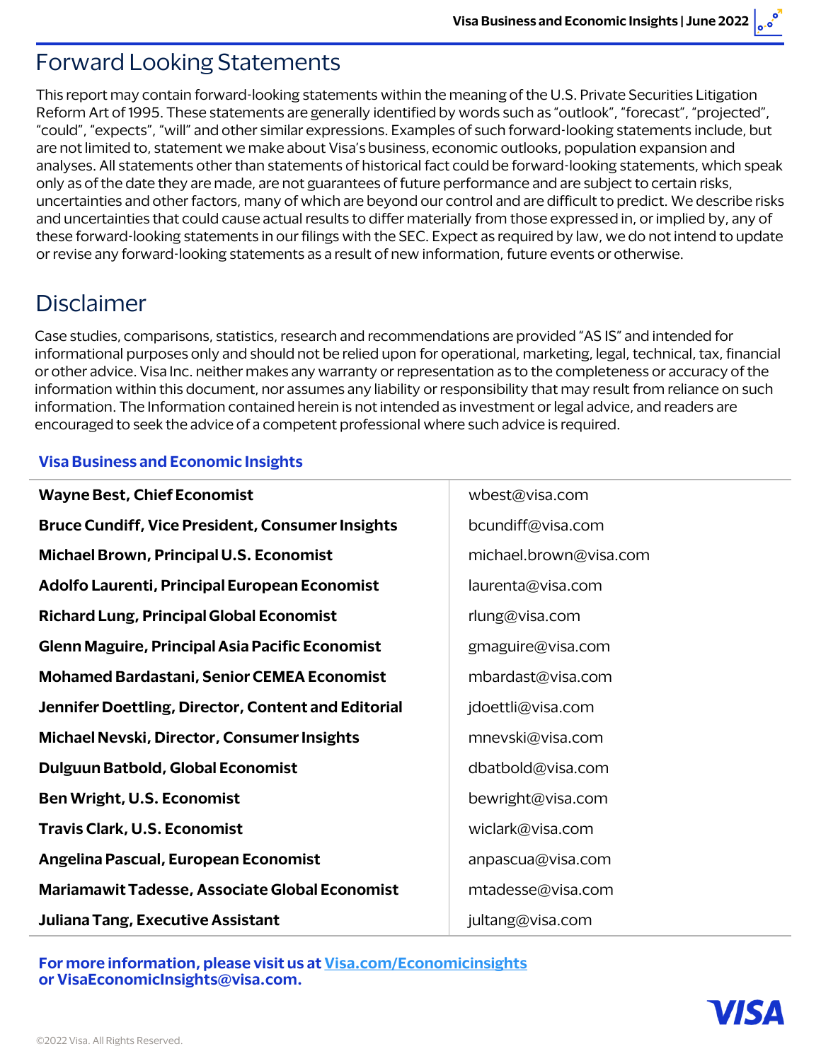## Forward Looking Statements

This report may contain forward-looking statements within the meaning of the U.S. Private Securities Litigation Reform Art of 1995. These statements are generally identified by words such as "outlook", "forecast", "projected", "could", "expects", "will" and other similar expressions. Examples of such forward-looking statements include, but are not limited to, statement we make about Visa's business, economic outlooks, population expansion and analyses. All statements other than statements of historical fact could be forward-looking statements, which speak only as of the date they are made, are not guarantees of future performance and are subject to certain risks, uncertainties and other factors, many of which are beyond our control and are difficult to predict. We describe risks and uncertainties that could cause actual results to differ materially from those expressed in, or implied by, any of these forward-looking statements in our filings with the SEC. Expect as required by law, we do not intend to update or revise any forward-looking statements as a result of new information, future events or otherwise.

## Disclaimer

Case studies, comparisons, statistics, research and recommendations are provided "AS IS" and intended for informational purposes only and should not be relied upon for operational, marketing, legal, technical, tax, financial or other advice. Visa Inc. neither makes any warranty or representation as to the completeness or accuracy of the information within this document, nor assumes any liability or responsibility that may result from reliance on such information. The Information contained herein is not intended as investment or legal advice, and readers are encouraged to seek the advice of a competent professional where such advice is required.

**Visa Business and Economic Insights**

| | |
|---|---|
| **Wayne Best, Chief Economist** | wbest@visa.com |
| **Bruce Cundiff, Vice President, Consumer Insights** | bcundiff@visa.com |
| **Michael Brown, Principal U.S. Economist** | michael.brown@visa.com |
| **Adolfo Laurenti, Principal European Economist** | laurenta@visa.com |
| **Richard Lung, Principal Global Economist** | rlung@visa.com |
| **Glenn Maguire, Principal Asia Pacific Economist** | gmaguire@visa.com |
| **Mohamed Bardastani, Senior CEMEA Economist** | mbardast@visa.com |
| **Jennifer Doettling, Director, Content and Editorial** | jdoettli@visa.com |
| **Michael Nevski, Director, Consumer Insights** | mnevski@visa.com |
| **Dulguun Batbold, Global Economist** | dbatbold@visa.com |
| **Ben Wright, U.S. Economist** | bewright@visa.com |
| **Travis Clark, U.S. Economist** | wiclark@visa.com |
| **Angelina Pascual, European Economist** | anpascua@visa.com |
| **Mariamawit Tadesse, Associate Global Economist** | mtadesse@visa.com |
| **Juliana Tang, Executive Assistant** | jultang@visa.com |

**For more information, please visit us at Visa.com/Economicinsights or VisaEconomicInsights@visa.com.**

©2022 Visa. All Rights Reserved.